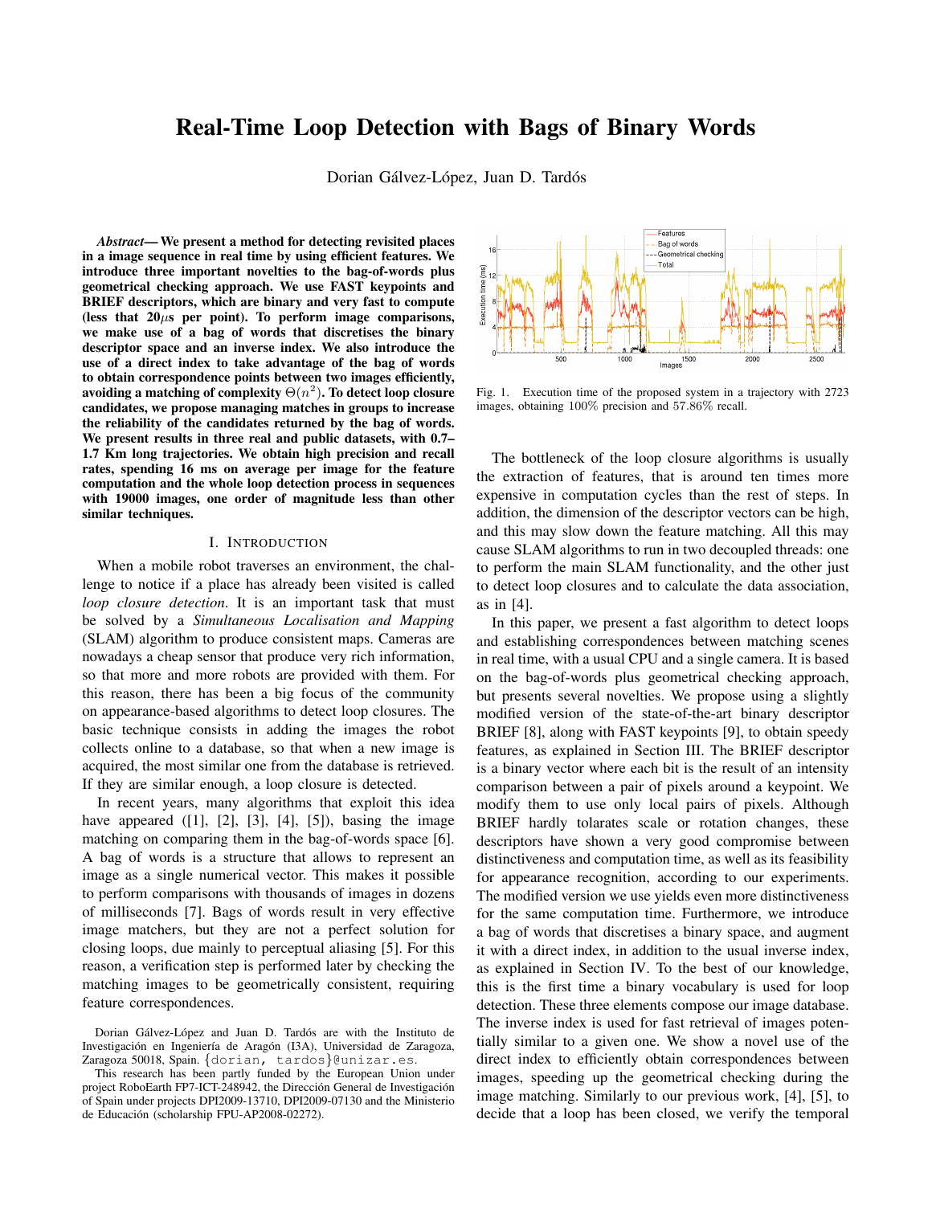# Real-Time Loop Detection with Bags of Binary Words

Dorian Gálvez-López, Juan D. Tardós

***Abstract*— We present a method for detecting revisited places in a image sequence in real time by using efficient features. We introduce three important novelties to the bag-of-words plus geometrical checking approach. We use FAST keypoints and BRIEF descriptors, which are binary and very fast to compute (less that 20$\mu$s per point). To perform image comparisons, we make use of a bag of words that discretises the binary descriptor space and an inverse index. We also introduce the use of a direct index to take advantage of the bag of words to obtain correspondence points between two images efficiently, avoiding a matching of complexity $\Theta(n^2)$. To detect loop closure candidates, we propose managing matches in groups to increase the reliability of the candidates returned by the bag of words. We present results in three real and public datasets, with 0.7–1.7 Km long trajectories. We obtain high precision and recall rates, spending 16 ms on average per image for the feature computation and the whole loop detection process in sequences with 19000 images, one order of magnitude less than other similar techniques.**

## I. Introduction

When a mobile robot traverses an environment, the challenge to notice if a place has already been visited is called *loop closure detection*. It is an important task that must be solved by a *Simultaneous Localisation and Mapping* (SLAM) algorithm to produce consistent maps. Cameras are nowadays a cheap sensor that produce very rich information, so that more and more robots are provided with them. For this reason, there has been a big focus of the community on appearance-based algorithms to detect loop closures. The basic technique consists in adding the images the robot collects online to a database, so that when a new image is acquired, the most similar one from the database is retrieved. If they are similar enough, a loop closure is detected.

In recent years, many algorithms that exploit this idea have appeared ([1], [2], [3], [4], [5]), basing the image matching on comparing them in the bag-of-words space [6]. A bag of words is a structure that allows to represent an image as a single numerical vector. This makes it possible to perform comparisons with thousands of images in dozens of milliseconds [7]. Bags of words result in very effective image matchers, but they are not a perfect solution for closing loops, due mainly to perceptual aliasing [5]. For this reason, a verification step is performed later by checking the matching images to be geometrically consistent, requiring feature correspondences.

Dorian Gálvez-López and Juan D. Tardós are with the Instituto de Investigación en Ingeniería de Aragón (I3A), Universidad de Zaragoza, Zaragoza 50018, Spain. {dorian, tardos}@unizar.es.

This research has been partly funded by the European Union under project RoboEarth FP7-ICT-248942, the Dirección General de Investigación of Spain under projects DPI2009-13710, DPI2009-07130 and the Ministerio de Educación (scholarship FPU-AP2008-02272).

Fig. 1. Execution time of the proposed system in a trajectory with 2723 images, obtaining 100% precision and 57.86% recall.

The bottleneck of the loop closure algorithms is usually the extraction of features, that is around ten times more expensive in computation cycles than the rest of steps. In addition, the dimension of the descriptor vectors can be high, and this may slow down the feature matching. All this may cause SLAM algorithms to run in two decoupled threads: one to perform the main SLAM functionality, and the other just to detect loop closures and to calculate the data association, as in [4].

In this paper, we present a fast algorithm to detect loops and establishing correspondences between matching scenes in real time, with a usual CPU and a single camera. It is based on the bag-of-words plus geometrical checking approach, but presents several novelties. We propose using a slightly modified version of the state-of-the-art binary descriptor BRIEF [8], along with FAST keypoints [9], to obtain speedy features, as explained in Section III. The BRIEF descriptor is a binary vector where each bit is the result of an intensity comparison between a pair of pixels around a keypoint. We modify them to use only local pairs of pixels. Although BRIEF hardly tolarates scale or rotation changes, these descriptors have shown a very good compromise between distinctiveness and computation time, as well as its feasibility for appearance recognition, according to our experiments. The modified version we use yields even more distinctiveness for the same computation time. Furthermore, we introduce a bag of words that discretises a binary space, and augment it with a direct index, in addition to the usual inverse index, as explained in Section IV. To the best of our knowledge, this is the first time a binary vocabulary is used for loop detection. These three elements compose our image database. The inverse index is used for fast retrieval of images potentially similar to a given one. We show a novel use of the direct index to efficiently obtain correspondences between images, speeding up the geometrical checking during the image matching. Similarly to our previous work, [4], [5], to decide that a loop has been closed, we verify the temporal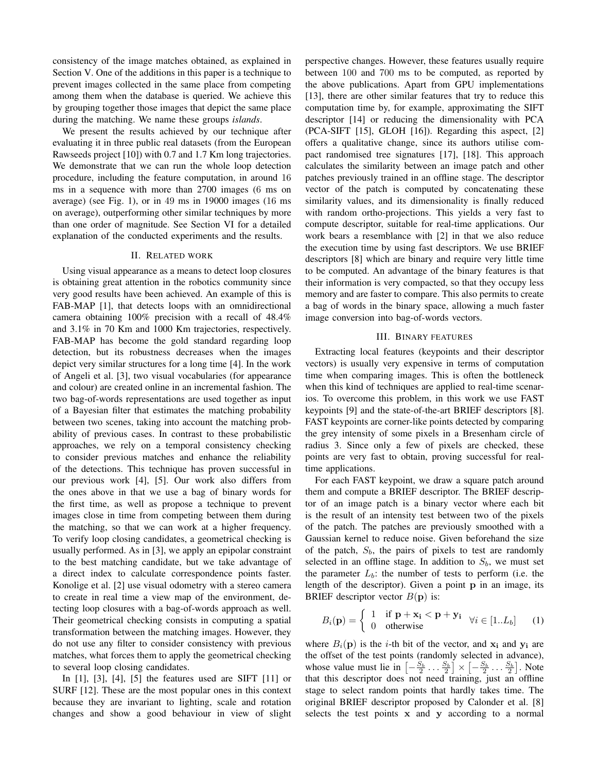consistency of the image matches obtained, as explained in Section V. One of the additions in this paper is a technique to prevent images collected in the same place from competing among them when the database is queried. We achieve this by grouping together those images that depict the same place during the matching. We name these groups *islands*.

We present the results achieved by our technique after evaluating it in three public real datasets (from the European Rawseeds project [10]) with 0.7 and 1.7 Km long trajectories. We demonstrate that we can run the whole loop detection procedure, including the feature computation, in around 16 ms in a sequence with more than 2700 images (6 ms on average) (see Fig. 1), or in 49 ms in 19000 images (16 ms on average), outperforming other similar techniques by more than one order of magnitude. See Section VI for a detailed explanation of the conducted experiments and the results.

## II. Related work

Using visual appearance as a means to detect loop closures is obtaining great attention in the robotics community since very good results have been achieved. An example of this is FAB-MAP [1], that detects loops with an omnidirectional camera obtaining 100% precision with a recall of 48.4% and 3.1% in 70 Km and 1000 Km trajectories, respectively. FAB-MAP has become the gold standard regarding loop detection, but its robustness decreases when the images depict very similar structures for a long time [4]. In the work of Angeli et al. [3], two visual vocabularies (for appearance and colour) are created online in an incremental fashion. The two bag-of-words representations are used together as input of a Bayesian filter that estimates the matching probability between two scenes, taking into account the matching probability of previous cases. In contrast to these probabilistic approaches, we rely on a temporal consistency checking to consider previous matches and enhance the reliability of the detections. This technique has proven successful in our previous work [4], [5]. Our work also differs from the ones above in that we use a bag of binary words for the first time, as well as propose a technique to prevent images close in time from competing between them during the matching, so that we can work at a higher frequency. To verify loop closing candidates, a geometrical checking is usually performed. As in [3], we apply an epipolar constraint to the best matching candidate, but we take advantage of a direct index to calculate correspondence points faster. Konolige et al. [2] use visual odometry with a stereo camera to create in real time a view map of the environment, detecting loop closures with a bag-of-words approach as well. Their geometrical checking consists in computing a spatial transformation between the matching images. However, they do not use any filter to consider consistency with previous matches, what forces them to apply the geometrical checking to several loop closing candidates.

In [1], [3], [4], [5] the features used are SIFT [11] or SURF [12]. These are the most popular ones in this context because they are invariant to lighting, scale and rotation changes and show a good behaviour in view of slight perspective changes. However, these features usually require between 100 and 700 ms to be computed, as reported by the above publications. Apart from GPU implementations [13], there are other similar features that try to reduce this computation time by, for example, approximating the SIFT descriptor [14] or reducing the dimensionality with PCA (PCA-SIFT [15], GLOH [16]). Regarding this aspect, [2] offers a qualitative change, since its authors utilise compact randomised tree signatures [17], [18]. This approach calculates the similarity between an image patch and other patches previously trained in an offline stage. The descriptor vector of the patch is computed by concatenating these similarity values, and its dimensionality is finally reduced with random ortho-projections. This yields a very fast to compute descriptor, suitable for real-time applications. Our work bears a resemblance with [2] in that we also reduce the execution time by using fast descriptors. We use BRIEF descriptors [8] which are binary and require very little time to be computed. An advantage of the binary features is that their information is very compacted, so that they occupy less memory and are faster to compare. This also permits to create a bag of words in the binary space, allowing a much faster image conversion into bag-of-words vectors.

## III. Binary features

Extracting local features (keypoints and their descriptor vectors) is usually very expensive in terms of computation time when comparing images. This is often the bottleneck when this kind of techniques are applied to real-time scenarios. To overcome this problem, in this work we use FAST keypoints [9] and the state-of-the-art BRIEF descriptors [8]. FAST keypoints are corner-like points detected by comparing the grey intensity of some pixels in a Bresenham circle of radius 3. Since only a few of pixels are checked, these points are very fast to obtain, proving successful for real-time applications.

For each FAST keypoint, we draw a square patch around them and compute a BRIEF descriptor. The BRIEF descriptor of an image patch is a binary vector where each bit is the result of an intensity test between two of the pixels of the patch. The patches are previously smoothed with a Gaussian kernel to reduce noise. Given beforehand the size of the patch, $S_b$, the pairs of pixels to test are randomly selected in an offline stage. In addition to $S_b$, we must set the parameter $L_b$: the number of tests to perform (i.e. the length of the descriptor). Given a point $\mathbf{p}$ in an image, its BRIEF descriptor vector $B(\mathbf{p})$ is:

$$B_i(\mathbf{p}) = \begin{cases} 1 & \text{if } \mathbf{p} + \mathbf{x_i} < \mathbf{p} + \mathbf{y_i} \\ 0 & \text{otherwise} \end{cases} \quad \forall i \in [1..L_b] \qquad (1)$$

where $B_i(\mathbf{p})$ is the $i$-th bit of the vector, and $\mathbf{x_i}$ and $\mathbf{y_i}$ are the offset of the test points (randomly selected in advance), whose value must lie in $\left[-\frac{S_b}{2} \dots \frac{S_b}{2}\right] \times \left[-\frac{S_b}{2} \dots \frac{S_b}{2}\right]$. Note that this descriptor does not need training, just an offline stage to select random points that hardly takes time. The original BRIEF descriptor proposed by Calonder et al. [8] selects the test points $\mathbf{x}$ and $\mathbf{y}$ according to a normal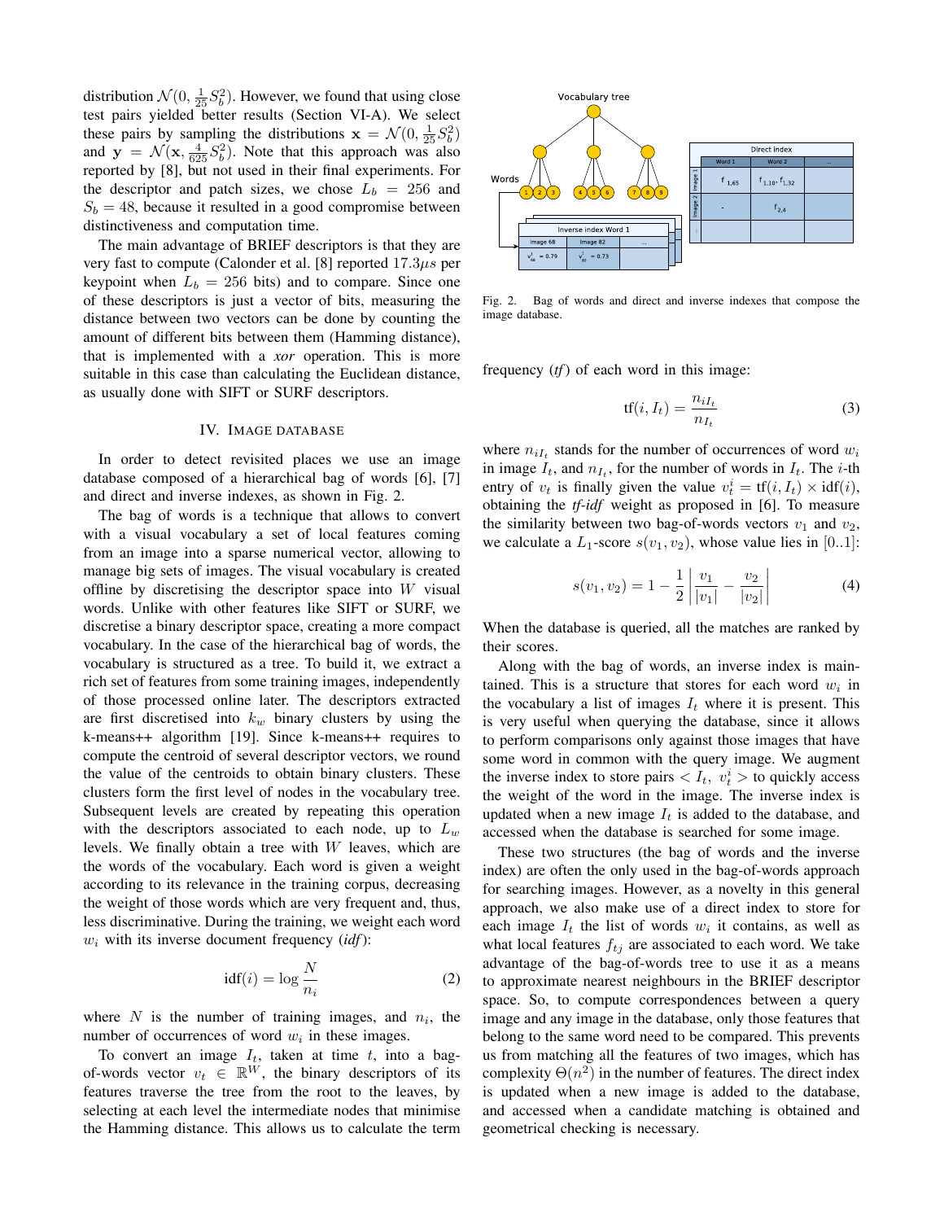distribution $\mathcal{N}(0, \frac{1}{25}S_b^2)$. However, we found that using close test pairs yielded better results (Section VI-A). We select these pairs by sampling the distributions $\mathbf{x} = \mathcal{N}(0, \frac{1}{25}S_b^2)$ and $\mathbf{y} = \mathcal{N}(\mathbf{x}, \frac{4}{625}S_b^2)$. Note that this approach was also reported by [8], but not used in their final experiments. For the descriptor and patch sizes, we chose $L_b = 256$ and $S_b = 48$, because it resulted in a good compromise between distinctiveness and computation time.

The main advantage of BRIEF descriptors is that they are very fast to compute (Calonder et al. [8] reported $17.3\mu s$ per keypoint when $L_b = 256$ bits) and to compare. Since one of these descriptors is just a vector of bits, measuring the distance between two vectors can be done by counting the amount of different bits between them (Hamming distance), that is implemented with a *xor* operation. This is more suitable in this case than calculating the Euclidean distance, as usually done with SIFT or SURF descriptors.

## IV. Image database

In order to detect revisited places we use an image database composed of a hierarchical bag of words [6], [7] and direct and inverse indexes, as shown in Fig. 2.

The bag of words is a technique that allows to convert with a visual vocabulary a set of local features coming from an image into a sparse numerical vector, allowing to manage big sets of images. The visual vocabulary is created offline by discretising the descriptor space into $W$ visual words. Unlike with other features like SIFT or SURF, we discretise a binary descriptor space, creating a more compact vocabulary. In the case of the hierarchical bag of words, the vocabulary is structured as a tree. To build it, we extract a rich set of features from some training images, independently of those processed online later. The descriptors extracted are first discretised into $k_w$ binary clusters by using the k-means++ algorithm [19]. Since k-means++ requires to compute the centroid of several descriptor vectors, we round the value of the centroids to obtain binary clusters. These clusters form the first level of nodes in the vocabulary tree. Subsequent levels are created by repeating this operation with the descriptors associated to each node, up to $L_w$ levels. We finally obtain a tree with $W$ leaves, which are the words of the vocabulary. Each word is given a weight according to its relevance in the training corpus, decreasing the weight of those words which are very frequent and, thus, less discriminative. During the training, we weight each word $w_i$ with its inverse document frequency (*idf*):

$$\text{idf}(i) = \log \frac{N}{n_i} \tag{2}$$

where $N$ is the number of training images, and $n_i$, the number of occurrences of word $w_i$ in these images.

To convert an image $I_t$, taken at time $t$, into a bag-of-words vector $v_t \in \mathbb{R}^W$, the binary descriptors of its features traverse the tree from the root to the leaves, by selecting at each level the intermediate nodes that minimise the Hamming distance. This allows us to calculate the term frequency (*tf*) of each word in this image:

$$\text{tf}(i, I_t) = \frac{n_{iI_t}}{n_{I_t}} \tag{3}$$

where $n_{iI_t}$ stands for the number of occurrences of word $w_i$ in image $I_t$, and $n_{I_t}$, for the number of words in $I_t$. The $i$-th entry of $v_t$ is finally given the value $v_t^i = \text{tf}(i, I_t) \times \text{idf}(i)$, obtaining the *tf-idf* weight as proposed in [6]. To measure the similarity between two bag-of-words vectors $v_1$ and $v_2$, we calculate a $L_1$-score $s(v_1, v_2)$, whose value lies in $[0..1]$:

$$s(v_1, v_2) = 1 - \frac{1}{2}\left| \frac{v_1}{|v_1|} - \frac{v_2}{|v_2|} \right| \tag{4}$$

When the database is queried, all the matches are ranked by their scores.

Fig. 2. Bag of words and direct and inverse indexes that compose the image database.

Along with the bag of words, an inverse index is maintained. This is a structure that stores for each word $w_i$ in the vocabulary a list of images $I_t$ where it is present. This is very useful when querying the database, since it allows to perform comparisons only against those images that have some word in common with the query image. We augment the inverse index to store pairs $< I_t,\ v_t^i >$ to quickly access the weight of the word in the image. The inverse index is updated when a new image $I_t$ is added to the database, and accessed when the database is searched for some image.

These two structures (the bag of words and the inverse index) are often the only used in the bag-of-words approach for searching images. However, as a novelty in this general approach, we also make use of a direct index to store for each image $I_t$ the list of words $w_i$ it contains, as well as what local features $f_{tj}$ are associated to each word. We take advantage of the bag-of-words tree to use it as a means to approximate nearest neighbours in the BRIEF descriptor space. So, to compute correspondences between a query image and any image in the database, only those features that belong to the same word need to be compared. This prevents us from matching all the features of two images, which has complexity $\Theta(n^2)$ in the number of features. The direct index is updated when a new image is added to the database, and accessed when a candidate matching is obtained and geometrical checking is necessary.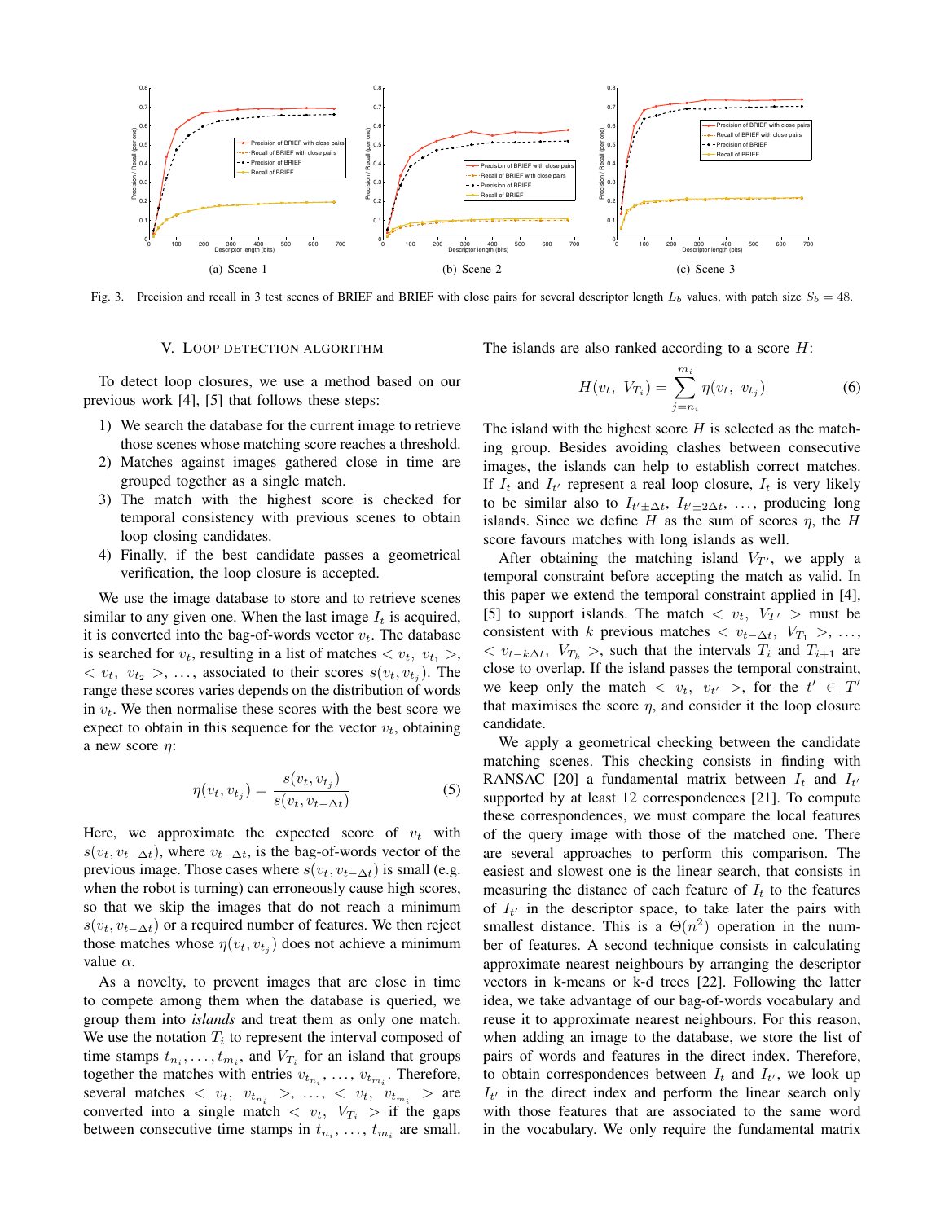(a) Scene 1

(b) Scene 2

(c) Scene 3

Fig. 3. Precision and recall in 3 test scenes of BRIEF and BRIEF with close pairs for several descriptor length $L_b$ values, with patch size $S_b = 48$.

## V. Loop Detection Algorithm

To detect loop closures, we use a method based on our previous work [4], [5] that follows these steps:

1) We search the database for the current image to retrieve those scenes whose matching score reaches a threshold.
2) Matches against images gathered close in time are grouped together as a single match.
3) The match with the highest score is checked for temporal consistency with previous scenes to obtain loop closing candidates.
4) Finally, if the best candidate passes a geometrical verification, the loop closure is accepted.

We use the image database to store and to retrieve scenes similar to any given one. When the last image $I_t$ is acquired, it is converted into the bag-of-words vector $v_t$. The database is searched for $v_t$, resulting in a list of matches $< v_t,\ v_{t_1} >$, $< v_t,\ v_{t_2} >$, …, associated to their scores $s(v_t, v_{t_j})$. The range these scores varies depends on the distribution of words in $v_t$. We then normalise these scores with the best score we expect to obtain in this sequence for the vector $v_t$, obtaining a new score $\eta$:

$$\eta(v_t, v_{t_j}) = \frac{s(v_t, v_{t_j})}{s(v_t, v_{t-\Delta t})} \tag{5}$$

Here, we approximate the expected score of $v_t$ with $s(v_t, v_{t-\Delta t})$, where $v_{t-\Delta t}$, is the bag-of-words vector of the previous image. Those cases where $s(v_t, v_{t-\Delta t})$ is small (e.g. when the robot is turning) can erroneously cause high scores, so that we skip the images that do not reach a minimum $s(v_t, v_{t-\Delta t})$ or a required number of features. We then reject those matches whose $\eta(v_t, v_{t_j})$ does not achieve a minimum value $\alpha$.

As a novelty, to prevent images that are close in time to compete among them when the database is queried, we group them into *islands* and treat them as only one match. We use the notation $T_i$ to represent the interval composed of time stamps $t_{n_i}, \ldots, t_{m_i}$, and $V_{T_i}$ for an island that groups together the matches with entries $v_{t_{n_i}}, \ldots, v_{t_{m_i}}$. Therefore, several matches $< v_t,\ v_{t_{n_i}} >, \ldots, < v_t,\ v_{t_{m_i}} >$ are converted into a single match $< v_t,\ V_{T_i} >$ if the gaps between consecutive time stamps in $t_{n_i}, \ldots, t_{m_i}$ are small. The islands are also ranked according to a score $H$:

$$H(v_t,\ V_{T_i}) = \sum_{j=n_i}^{m_i} \eta(v_t,\ v_{t_j}) \tag{6}$$

The island with the highest score $H$ is selected as the matching group. Besides avoiding clashes between consecutive images, the islands can help to establish correct matches. If $I_t$ and $I_{t'}$ represent a real loop closure, $I_t$ is very likely to be similar also to $I_{t' \pm \Delta t}$, $I_{t' \pm 2\Delta t}$, …, producing long islands. Since we define $H$ as the sum of scores $\eta$, the $H$ score favours matches with long islands as well.

After obtaining the matching island $V_{T'}$, we apply a temporal constraint before accepting the match as valid. In this paper we extend the temporal constraint applied in [4], [5] to support islands. The match $< v_t,\ V_{T'} >$ must be consistent with $k$ previous matches $< v_{t-\Delta t},\ V_{T_1} >, \ldots, < v_{t-k\Delta t},\ V_{T_k} >$, such that the intervals $T_i$ and $T_{i+1}$ are close to overlap. If the island passes the temporal constraint, we keep only the match $< v_t,\ v_{t'} >$, for the $t' \in T'$ that maximises the score $\eta$, and consider it the loop closure candidate.

We apply a geometrical checking between the candidate matching scenes. This checking consists in finding with RANSAC [20] a fundamental matrix between $I_t$ and $I_{t'}$ supported by at least 12 correspondences [21]. To compute these correspondences, we must compare the local features of the query image with those of the matched one. There are several approaches to perform this comparison. The easiest and slowest one is the linear search, that consists in measuring the distance of each feature of $I_t$ to the features of $I_{t'}$ in the descriptor space, to take later the pairs with smallest distance. This is a $\Theta(n^2)$ operation in the number of features. A second technique consists in calculating approximate nearest neighbours by arranging the descriptor vectors in k-means or k-d trees [22]. Following the latter idea, we take advantage of our bag-of-words vocabulary and reuse it to approximate nearest neighbours. For this reason, when adding an image to the database, we store the list of pairs of words and features in the direct index. Therefore, to obtain correspondences between $I_t$ and $I_{t'}$, we look up $I_{t'}$ in the direct index and perform the linear search only with those features that are associated to the same word in the vocabulary. We only require the fundamental matrix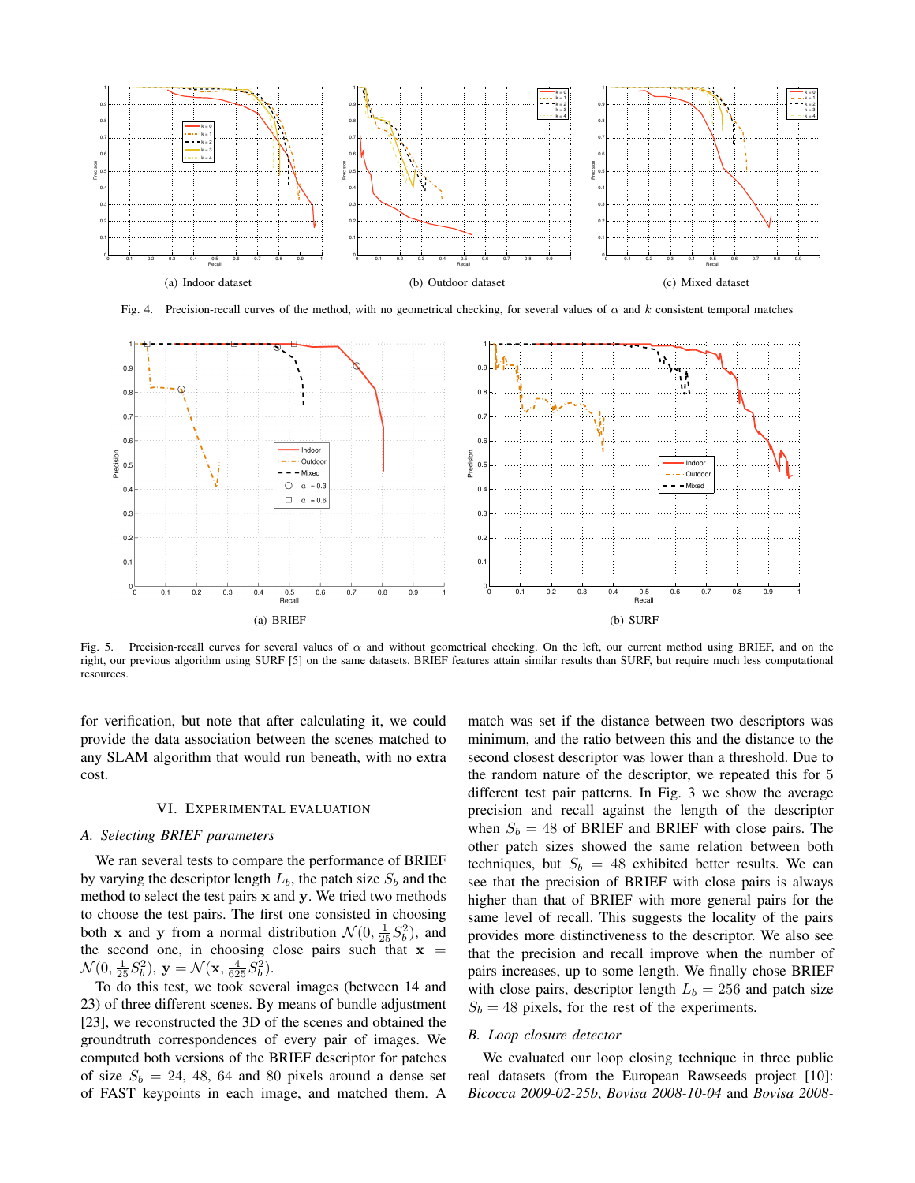(a) Indoor dataset

(b) Outdoor dataset

(c) Mixed dataset

Fig. 4. Precision-recall curves of the method, with no geometrical checking, for several values of $\alpha$ and $k$ consistent temporal matches

(a) BRIEF

(b) SURF

Fig. 5. Precision-recall curves for several values of $\alpha$ and without geometrical checking. On the left, our current method using BRIEF, and on the right, our previous algorithm using SURF [5] on the same datasets. BRIEF features attain similar results than SURF, but require much less computational resources.

for verification, but note that after calculating it, we could provide the data association between the scenes matched to any SLAM algorithm that would run beneath, with no extra cost.

## VI. Experimental Evaluation

### A. Selecting BRIEF parameters

We ran several tests to compare the performance of BRIEF by varying the descriptor length $L_b$, the patch size $S_b$ and the method to select the test pairs $\mathbf{x}$ and $\mathbf{y}$. We tried two methods to choose the test pairs. The first one consisted in choosing both $\mathbf{x}$ and $\mathbf{y}$ from a normal distribution $\mathcal{N}(0, \frac{1}{25}S_b^2)$, and the second one, in choosing close pairs such that $\mathbf{x} = \mathcal{N}(0, \frac{1}{25}S_b^2)$, $\mathbf{y} = \mathcal{N}(\mathbf{x}, \frac{4}{625}S_b^2)$.

To do this test, we took several images (between 14 and 23) of three different scenes. By means of bundle adjustment [23], we reconstructed the 3D of the scenes and obtained the groundtruth correspondences of every pair of images. We computed both versions of the BRIEF descriptor for patches of size $S_b = 24$, 48, 64 and 80 pixels around a dense set of FAST keypoints in each image, and matched them. A match was set if the distance between two descriptors was minimum, and the ratio between this and the distance to the second closest descriptor was lower than a threshold. Due to the random nature of the descriptor, we repeated this for 5 different test pair patterns. In Fig. 3 we show the average precision and recall against the length of the descriptor when $S_b = 48$ of BRIEF and BRIEF with close pairs. The other patch sizes showed the same relation between both techniques, but $S_b = 48$ exhibited better results. We can see that the precision of BRIEF with close pairs is always higher than that of BRIEF with more general pairs for the same level of recall. This suggests the locality of the pairs provides more distinctiveness to the descriptor. We also see that the precision and recall improve when the number of pairs increases, up to some length. We finally chose BRIEF with close pairs, descriptor length $L_b = 256$ and patch size $S_b = 48$ pixels, for the rest of the experiments.

### B. Loop closure detector

We evaluated our loop closing technique in three public real datasets (from the European Rawseeds project [10]: *Bicocca 2009-02-25b*, *Bovisa 2008-10-04* and *Bovisa 2008-*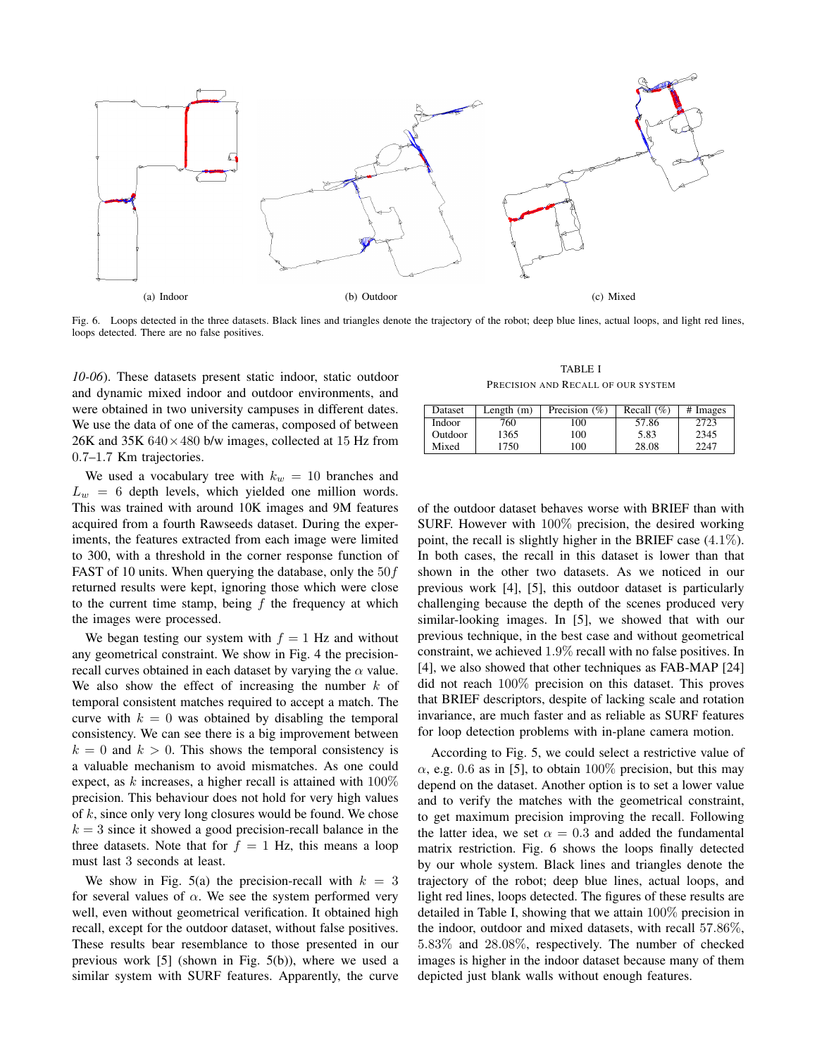(a) Indoor

(b) Outdoor

(c) Mixed

Fig. 6. Loops detected in the three datasets. Black lines and triangles denote the trajectory of the robot; deep blue lines, actual loops, and light red lines, loops detected. There are no false positives.

*10-06*). These datasets present static indoor, static outdoor and dynamic mixed indoor and outdoor environments, and were obtained in two university campuses in different dates. We use the data of one of the cameras, composed of between 26K and 35K $640 \times 480$ b/w images, collected at 15 Hz from 0.7–1.7 Km trajectories.

We used a vocabulary tree with $k_w = 10$ branches and $L_w = 6$ depth levels, which yielded one million words. This was trained with around 10K images and 9M features acquired from a fourth Rawseeds dataset. During the experiments, the features extracted from each image were limited to 300, with a threshold in the corner response function of FAST of 10 units. When querying the database, only the $50f$ returned results were kept, ignoring those which were close to the current time stamp, being $f$ the frequency at which the images were processed.

We began testing our system with $f = 1$ Hz and without any geometrical constraint. We show in Fig. 4 the precision-recall curves obtained in each dataset by varying the $\alpha$ value. We also show the effect of increasing the number $k$ of temporal consistent matches required to accept a match. The curve with $k = 0$ was obtained by disabling the temporal consistency. We can see there is a big improvement between $k = 0$ and $k > 0$. This shows the temporal consistency is a valuable mechanism to avoid mismatches. As one could expect, as $k$ increases, a higher recall is attained with 100% precision. This behaviour does not hold for very high values of $k$, since only very long closures would be found. We chose $k = 3$ since it showed a good precision-recall balance in the three datasets. Note that for $f = 1$ Hz, this means a loop must last 3 seconds at least.

We show in Fig. 5(a) the precision-recall with $k = 3$ for several values of $\alpha$. We see the system performed very well, even without geometrical verification. It obtained high recall, except for the outdoor dataset, without false positives. These results bear resemblance to those presented in our previous work [5] (shown in Fig. 5(b)), where we used a similar system with SURF features. Apparently, the curve of the outdoor dataset behaves worse with BRIEF than with SURF. However with 100% precision, the desired working point, the recall is slightly higher in the BRIEF case (4.1%). In both cases, the recall in this dataset is lower than that shown in the other two datasets. As we noticed in our previous work [4], [5], this outdoor dataset is particularly challenging because the depth of the scenes produced very similar-looking images. In [5], we showed that with our previous technique, in the best case and without geometrical constraint, we achieved 1.9% recall with no false positives. In [4], we also showed that other techniques as FAB-MAP [24] did not reach 100% precision on this dataset. This proves that BRIEF descriptors, despite of lacking scale and rotation invariance, are much faster and as reliable as SURF features for loop detection problems with in-plane camera motion.

According to Fig. 5, we could select a restrictive value of $\alpha$, e.g. 0.6 as in [5], to obtain 100% precision, but this may depend on the dataset. Another option is to set a lower value and to verify the matches with the geometrical constraint, to get maximum precision improving the recall. Following the latter idea, we set $\alpha = 0.3$ and added the fundamental matrix restriction. Fig. 6 shows the loops finally detected by our whole system. Black lines and triangles denote the trajectory of the robot; deep blue lines, actual loops, and light red lines, loops detected. The figures of these results are detailed in Table I, showing that we attain 100% precision in the indoor, outdoor and mixed datasets, with recall 57.86%, 5.83% and 28.08%, respectively. The number of checked images is higher in the indoor dataset because many of them depicted just blank walls without enough features.

TABLE I
PRECISION AND RECALL OF OUR SYSTEM

| Dataset | Length (m) | Precision (%) | Recall (%) | # Images |
|---|---|---|---|---|
| Indoor | 760 | 100 | 57.86 | 2723 |
| Outdoor | 1365 | 100 | 5.83 | 2345 |
| Mixed | 1750 | 100 | 28.08 | 2247 |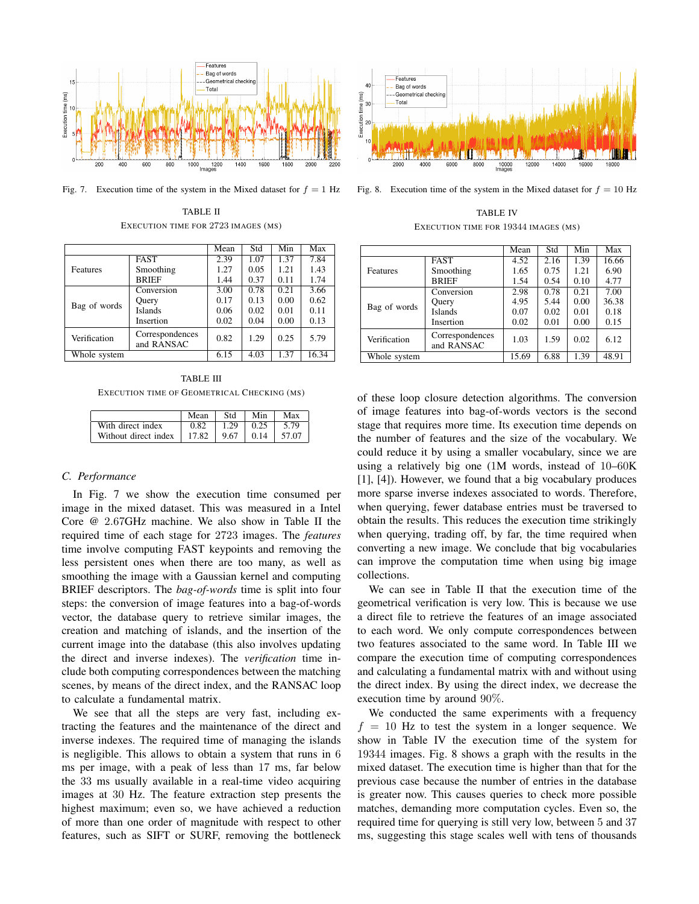Fig. 7. Execution time of the system in the Mixed dataset for $f = 1$ Hz

Fig. 8. Execution time of the system in the Mixed dataset for $f = 10$ Hz

TABLE II
EXECUTION TIME FOR 2723 IMAGES (MS)

| | | Mean | Std | Min | Max |
|---|---|---|---|---|---|
| Features | FAST | 2.39 | 1.07 | 1.37 | 7.84 |
| | Smoothing | 1.27 | 0.05 | 1.21 | 1.43 |
| | BRIEF | 1.44 | 0.37 | 0.11 | 1.74 |
| Bag of words | Conversion | 3.00 | 0.78 | 0.21 | 3.66 |
| | Query | 0.17 | 0.13 | 0.00 | 0.62 |
| | Islands | 0.06 | 0.02 | 0.01 | 0.11 |
| | Insertion | 0.02 | 0.04 | 0.00 | 0.13 |
| Verification | Correspondences and RANSAC | 0.82 | 1.29 | 0.25 | 5.79 |
| Whole system | | 6.15 | 4.03 | 1.37 | 16.34 |

TABLE III
EXECUTION TIME OF GEOMETRICAL CHECKING (MS)

| | Mean | Std | Min | Max |
|---|---|---|---|---|
| With direct index | 0.82 | 1.29 | 0.25 | 5.79 |
| Without direct index | 17.82 | 9.67 | 0.14 | 57.07 |

### C. Performance

In Fig. 7 we show the execution time consumed per image in the mixed dataset. This was measured in a Intel Core @ 2.67GHz machine. We also show in Table II the required time of each stage for 2723 images. The *features* time involve computing FAST keypoints and removing the less persistent ones when there are too many, as well as smoothing the image with a Gaussian kernel and computing BRIEF descriptors. The *bag-of-words* time is split into four steps: the conversion of image features into a bag-of-words vector, the database query to retrieve similar images, the creation and matching of islands, and the insertion of the current image into the database (this also involves updating the direct and inverse indexes). The *verification* time include both computing correspondences between the matching scenes, by means of the direct index, and the RANSAC loop to calculate a fundamental matrix.

We see that all the steps are very fast, including extracting the features and the maintenance of the direct and inverse indexes. The required time of managing the islands is negligible. This allows to obtain a system that runs in 6 ms per image, with a peak of less than 17 ms, far below the 33 ms usually available in a real-time video acquiring images at 30 Hz. The feature extraction step presents the highest maximum; even so, we have achieved a reduction of more than one order of magnitude with respect to other features, such as SIFT or SURF, removing the bottleneck of these loop closure detection algorithms. The conversion of image features into bag-of-words vectors is the second stage that requires more time. Its execution time depends on the number of features and the size of the vocabulary. We could reduce it by using a smaller vocabulary, since we are using a relatively big one (1M words, instead of 10–60K [1], [4]). However, we found that a big vocabulary produces more sparse inverse indexes associated to words. Therefore, when querying, fewer database entries must be traversed to obtain the results. This reduces the execution time strikingly when querying, trading off, by far, the time required when converting a new image. We conclude that big vocabularies can improve the computation time when using big image collections.

We can see in Table II that the execution time of the geometrical verification is very low. This is because we use a direct file to retrieve the features of an image associated to each word. We only compute correspondences between two features associated to the same word. In Table III we compare the execution time of computing correspondences and calculating a fundamental matrix with and without using the direct index. By using the direct index, we decrease the execution time by around 90%.

TABLE IV
EXECUTION TIME FOR 19344 IMAGES (MS)

| | | Mean | Std | Min | Max |
|---|---|---|---|---|---|
| Features | FAST | 4.52 | 2.16 | 1.39 | 16.66 |
| | Smoothing | 1.65 | 0.75 | 1.21 | 6.90 |
| | BRIEF | 1.54 | 0.54 | 0.10 | 4.77 |
| Bag of words | Conversion | 2.98 | 0.78 | 0.21 | 7.00 |
| | Query | 4.95 | 5.44 | 0.00 | 36.38 |
| | Islands | 0.07 | 0.02 | 0.01 | 0.18 |
| | Insertion | 0.02 | 0.01 | 0.00 | 0.15 |
| Verification | Correspondences and RANSAC | 1.03 | 1.59 | 0.02 | 6.12 |
| Whole system | | 15.69 | 6.88 | 1.39 | 48.91 |

We conducted the same experiments with a frequency $f = 10$ Hz to test the system in a longer sequence. We show in Table IV the execution time of the system for 19344 images. Fig. 8 shows a graph with the results in the mixed dataset. The execution time is higher than that for the previous case because the number of entries in the database is greater now. This causes queries to check more possible matches, demanding more computation cycles. Even so, the required time for querying is still very low, between 5 and 37 ms, suggesting this stage scales well with tens of thousands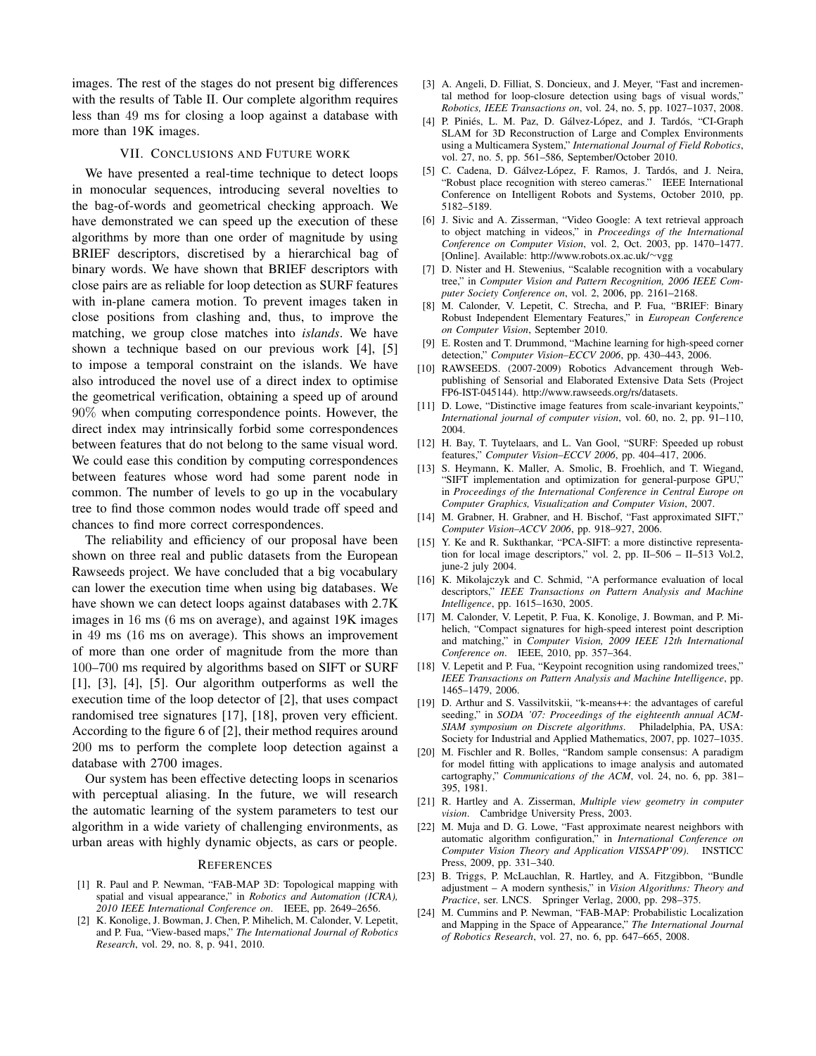images. The rest of the stages do not present big differences with the results of Table II. Our complete algorithm requires less than 49 ms for closing a loop against a database with more than 19K images.

## VII. Conclusions and Future work

We have presented a real-time technique to detect loops in monocular sequences, introducing several novelties to the bag-of-words and geometrical checking approach. We have demonstrated we can speed up the execution of these algorithms by more than one order of magnitude by using BRIEF descriptors, discretised by a hierarchical bag of binary words. We have shown that BRIEF descriptors with close pairs are as reliable for loop detection as SURF features with in-plane camera motion. To prevent images taken in close positions from clashing and, thus, to improve the matching, we group close matches into *islands*. We have shown a technique based on our previous work [4], [5] to impose a temporal constraint on the islands. We have also introduced the novel use of a direct index to optimise the geometrical verification, obtaining a speed up of around 90% when computing correspondence points. However, the direct index may intrinsically forbid some correspondences between features that do not belong to the same visual word. We could ease this condition by computing correspondences between features whose word had some parent node in common. The number of levels to go up in the vocabulary tree to find those common nodes would trade off speed and chances to find more correct correspondences.

The reliability and efficiency of our proposal have been shown on three real and public datasets from the European Rawseeds project. We have concluded that a big vocabulary can lower the execution time when using big databases. We have shown we can detect loops against databases with 2.7K images in 16 ms (6 ms on average), and against 19K images in 49 ms (16 ms on average). This shows an improvement of more than one order of magnitude from the more than 100–700 ms required by algorithms based on SIFT or SURF [1], [3], [4], [5]. Our algorithm outperforms as well the execution time of the loop detector of [2], that uses compact randomised tree signatures [17], [18], proven very efficient. According to the figure 6 of [2], their method requires around 200 ms to perform the complete loop detection against a database with 2700 images.

Our system has been effective detecting loops in scenarios with perceptual aliasing. In the future, we will research the automatic learning of the system parameters to test our algorithm in a wide variety of challenging environments, as urban areas with highly dynamic objects, as cars or people.

## References

[1] R. Paul and P. Newman, "FAB-MAP 3D: Topological mapping with spatial and visual appearance," in *Robotics and Automation (ICRA), 2010 IEEE International Conference on*. IEEE, pp. 2649–2656.

[2] K. Konolige, J. Bowman, J. Chen, P. Mihelich, M. Calonder, V. Lepetit, and P. Fua, "View-based maps," *The International Journal of Robotics Research*, vol. 29, no. 8, p. 941, 2010.

[3] A. Angeli, D. Filliat, S. Doncieux, and J. Meyer, "Fast and incremental method for loop-closure detection using bags of visual words," *Robotics, IEEE Transactions on*, vol. 24, no. 5, pp. 1027–1037, 2008.

[4] P. Piniés, L. M. Paz, D. Gálvez-López, and J. Tardós, "CI-Graph SLAM for 3D Reconstruction of Large and Complex Environments using a Multicamera System," *International Journal of Field Robotics*, vol. 27, no. 5, pp. 561–586, September/October 2010.

[5] C. Cadena, D. Gálvez-López, F. Ramos, J. Tardós, and J. Neira, "Robust place recognition with stereo cameras." IEEE International Conference on Intelligent Robots and Systems, October 2010, pp. 5182–5189.

[6] J. Sivic and A. Zisserman, "Video Google: A text retrieval approach to object matching in videos," in *Proceedings of the International Conference on Computer Vision*, vol. 2, Oct. 2003, pp. 1470–1477. [Online]. Available: http://www.robots.ox.ac.uk/~vgg

[7] D. Nister and H. Stewenius, "Scalable recognition with a vocabulary tree," in *Computer Vision and Pattern Recognition, 2006 IEEE Computer Society Conference on*, vol. 2, 2006, pp. 2161–2168.

[8] M. Calonder, V. Lepetit, C. Strecha, and P. Fua, "BRIEF: Binary Robust Independent Elementary Features," in *European Conference on Computer Vision*, September 2010.

[9] E. Rosten and T. Drummond, "Machine learning for high-speed corner detection," *Computer Vision–ECCV 2006*, pp. 430–443, 2006.

[10] RAWSEEDS. (2007-2009) Robotics Advancement through Webpublishing of Sensorial and Elaborated Extensive Data Sets (Project FP6-IST-045144). http://www.rawseeds.org/rs/datasets.

[11] D. Lowe, "Distinctive image features from scale-invariant keypoints," *International journal of computer vision*, vol. 60, no. 2, pp. 91–110, 2004.

[12] H. Bay, T. Tuytelaars, and L. Van Gool, "SURF: Speeded up robust features," *Computer Vision–ECCV 2006*, pp. 404–417, 2006.

[13] S. Heymann, K. Maller, A. Smolic, B. Froehlich, and T. Wiegand, "SIFT implementation and optimization for general-purpose GPU," in *Proceedings of the International Conference in Central Europe on Computer Graphics, Visualization and Computer Vision*, 2007.

[14] M. Grabner, H. Grabner, and H. Bischof, "Fast approximated SIFT," *Computer Vision–ACCV 2006*, pp. 918–927, 2006.

[15] Y. Ke and R. Sukthankar, "PCA-SIFT: a more distinctive representation for local image descriptors," vol. 2, pp. II–506 – II–513 Vol.2, june-2 july 2004.

[16] K. Mikolajczyk and C. Schmid, "A performance evaluation of local descriptors," *IEEE Transactions on Pattern Analysis and Machine Intelligence*, pp. 1615–1630, 2005.

[17] M. Calonder, V. Lepetit, P. Fua, K. Konolige, J. Bowman, and P. Mihelich, "Compact signatures for high-speed interest point description and matching," in *Computer Vision, 2009 IEEE 12th International Conference on*. IEEE, 2010, pp. 357–364.

[18] V. Lepetit and P. Fua, "Keypoint recognition using randomized trees," *IEEE Transactions on Pattern Analysis and Machine Intelligence*, pp. 1465–1479, 2006.

[19] D. Arthur and S. Vassilvitskii, "k-means++: the advantages of careful seeding," in *SODA '07: Proceedings of the eighteenth annual ACM-SIAM symposium on Discrete algorithms*. Philadelphia, PA, USA: Society for Industrial and Applied Mathematics, 2007, pp. 1027–1035.

[20] M. Fischler and R. Bolles, "Random sample consensus: A paradigm for model fitting with applications to image analysis and automated cartography," *Communications of the ACM*, vol. 24, no. 6, pp. 381–395, 1981.

[21] R. Hartley and A. Zisserman, *Multiple view geometry in computer vision*. Cambridge University Press, 2003.

[22] M. Muja and D. G. Lowe, "Fast approximate nearest neighbors with automatic algorithm configuration," in *International Conference on Computer Vision Theory and Application VISSAPP'09)*. INSTICC Press, 2009, pp. 331–340.

[23] B. Triggs, P. McLauchlan, R. Hartley, and A. Fitzgibbon, "Bundle adjustment – A modern synthesis," in *Vision Algorithms: Theory and Practice*, ser. LNCS. Springer Verlag, 2000, pp. 298–375.

[24] M. Cummins and P. Newman, "FAB-MAP: Probabilistic Localization and Mapping in the Space of Appearance," *The International Journal of Robotics Research*, vol. 27, no. 6, pp. 647–665, 2008.